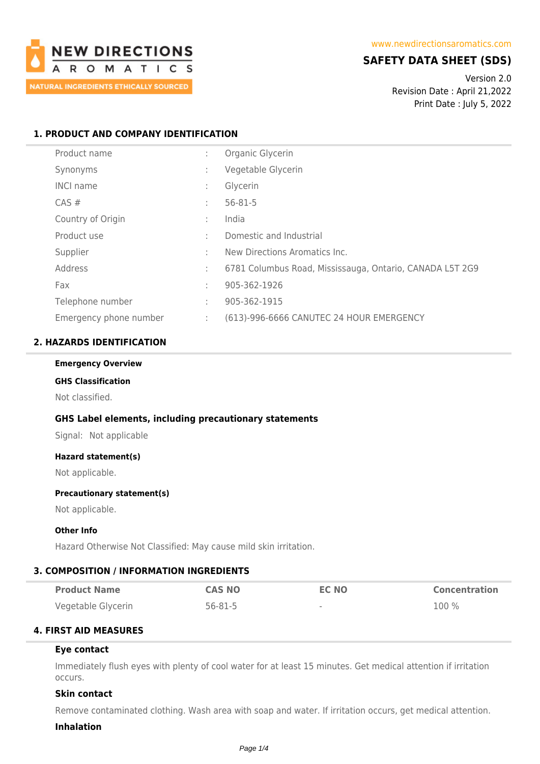NEW DIRECTIONS AROMATICS

NATURAL INGREDIENTS ETHICALLY SOURCED

www.newdirectionsaromatics.com

# SAFETY DATA SHEET (SDS)

Version 2.0
Revision Date : April 21,2022
Print Date : July 5, 2022

## 1. PRODUCT AND COMPANY IDENTIFICATION

| | | |
|---|---|---|
| Product name | : | Organic Glycerin |
| Synonyms | : | Vegetable Glycerin |
| INCI name | : | Glycerin |
| CAS # | : | 56-81-5 |
| Country of Origin | : | India |
| Product use | : | Domestic and Industrial |
| Supplier | : | New Directions Aromatics Inc. |
| Address | : | 6781 Columbus Road, Mississauga, Ontario, CANADA L5T 2G9 |
| Fax | : | 905-362-1926 |
| Telephone number | : | 905-362-1915 |
| Emergency phone number | : | (613)-996-6666 CANUTEC 24 HOUR EMERGENCY |

## 2. HAZARDS IDENTIFICATION

**Emergency Overview**

**GHS Classification**

Not classified.

### GHS Label elements, including precautionary statements

Signal: Not applicable

**Hazard statement(s)**

Not applicable.

**Precautionary statement(s)**

Not applicable.

**Other Info**

Hazard Otherwise Not Classified: May cause mild skin irritation.

## 3. COMPOSITION / INFORMATION INGREDIENTS

| Product Name | CAS NO | EC NO | Concentration |
|---|---|---|---|
| Vegetable Glycerin | 56-81-5 | - | 100 % |

## 4. FIRST AID MEASURES

### Eye contact

Immediately flush eyes with plenty of cool water for at least 15 minutes. Get medical attention if irritation occurs.

### Skin contact

Remove contaminated clothing. Wash area with soap and water. If irritation occurs, get medical attention.

### Inhalation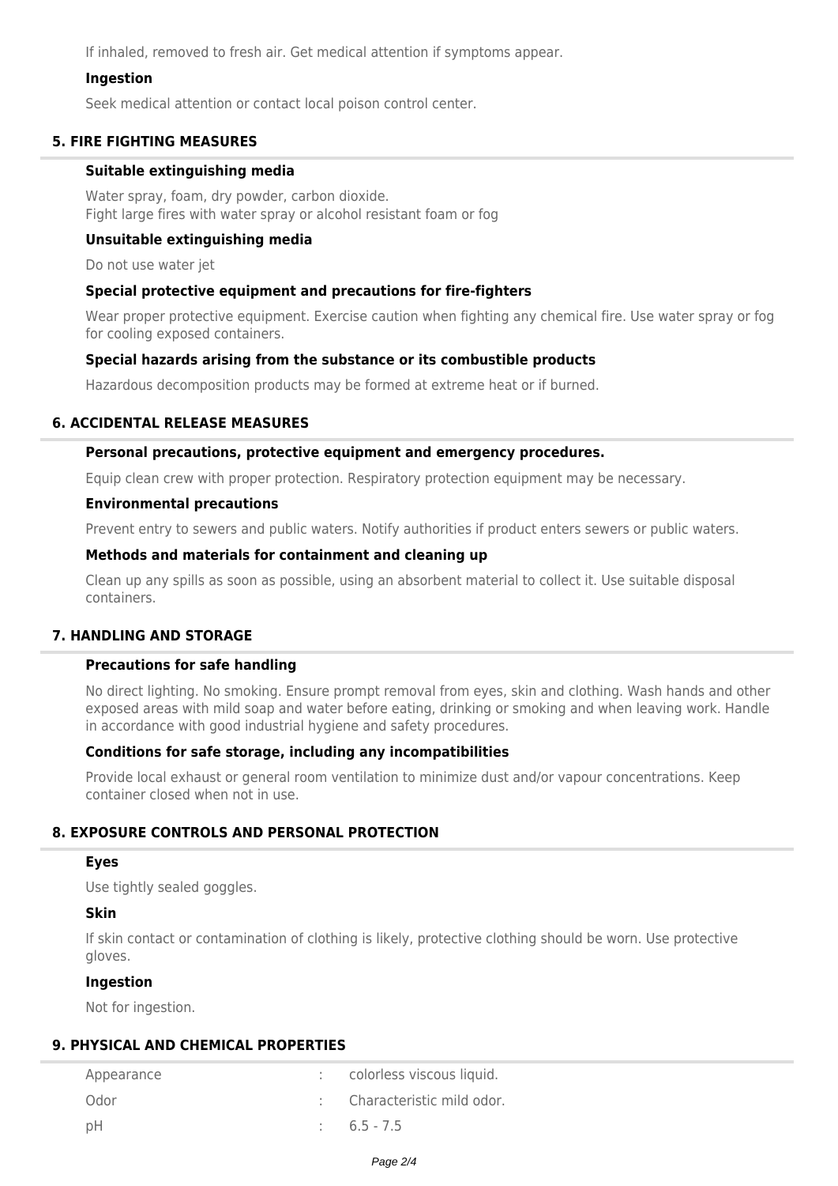If inhaled, removed to fresh air. Get medical attention if symptoms appear.

### Ingestion

Seek medical attention or contact local poison control center.

## 5. FIRE FIGHTING MEASURES

### Suitable extinguishing media

Water spray, foam, dry powder, carbon dioxide.
Fight large fires with water spray or alcohol resistant foam or fog

### Unsuitable extinguishing media

Do not use water jet

### Special protective equipment and precautions for fire-fighters

Wear proper protective equipment. Exercise caution when fighting any chemical fire. Use water spray or fog for cooling exposed containers.

### Special hazards arising from the substance or its combustible products

Hazardous decomposition products may be formed at extreme heat or if burned.

## 6. ACCIDENTAL RELEASE MEASURES

### Personal precautions, protective equipment and emergency procedures.

Equip clean crew with proper protection. Respiratory protection equipment may be necessary.

### Environmental precautions

Prevent entry to sewers and public waters. Notify authorities if product enters sewers or public waters.

### Methods and materials for containment and cleaning up

Clean up any spills as soon as possible, using an absorbent material to collect it. Use suitable disposal containers.

## 7. HANDLING AND STORAGE

### Precautions for safe handling

No direct lighting. No smoking. Ensure prompt removal from eyes, skin and clothing. Wash hands and other exposed areas with mild soap and water before eating, drinking or smoking and when leaving work. Handle in accordance with good industrial hygiene and safety procedures.

### Conditions for safe storage, including any incompatibilities

Provide local exhaust or general room ventilation to minimize dust and/or vapour concentrations. Keep container closed when not in use.

## 8. EXPOSURE CONTROLS AND PERSONAL PROTECTION

### Eyes

Use tightly sealed goggles.

### Skin

If skin contact or contamination of clothing is likely, protective clothing should be worn. Use protective gloves.

### Ingestion

Not for ingestion.

## 9. PHYSICAL AND CHEMICAL PROPERTIES

| | | |
|---|---|---|
| Appearance | : | colorless viscous liquid. |
| Odor | : | Characteristic mild odor. |
| pH | : | 6.5 - 7.5 |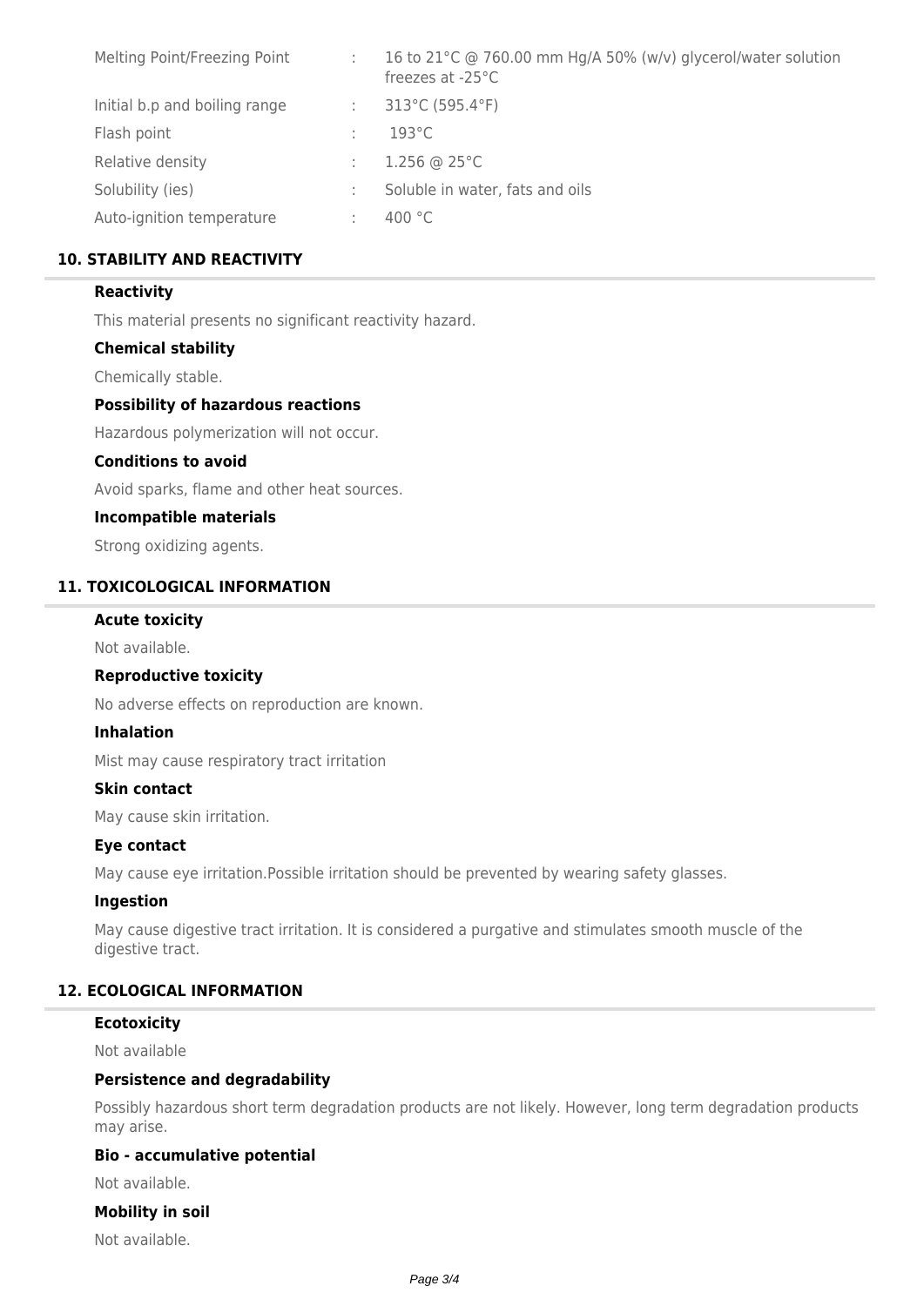| | | |
|---|---|---|
| Melting Point/Freezing Point | : | 16 to 21°C @ 760.00 mm Hg/A 50% (w/v) glycerol/water solution freezes at -25°C |
| Initial b.p and boiling range | : | 313°C (595.4°F) |
| Flash point | : | 193°C |
| Relative density | : | 1.256 @ 25°C |
| Solubility (ies) | : | Soluble in water, fats and oils |
| Auto-ignition temperature | : | 400 °C |

## 10. STABILITY AND REACTIVITY

### Reactivity

This material presents no significant reactivity hazard.

### Chemical stability

Chemically stable.

### Possibility of hazardous reactions

Hazardous polymerization will not occur.

### Conditions to avoid

Avoid sparks, flame and other heat sources.

### Incompatible materials

Strong oxidizing agents.

## 11. TOXICOLOGICAL INFORMATION

### Acute toxicity

Not available.

### Reproductive toxicity

No adverse effects on reproduction are known.

### Inhalation

Mist may cause respiratory tract irritation

### Skin contact

May cause skin irritation.

### Eye contact

May cause eye irritation.Possible irritation should be prevented by wearing safety glasses.

### Ingestion

May cause digestive tract irritation. It is considered a purgative and stimulates smooth muscle of the digestive tract.

## 12. ECOLOGICAL INFORMATION

### Ecotoxicity

Not available

### Persistence and degradability

Possibly hazardous short term degradation products are not likely. However, long term degradation products may arise.

### Bio - accumulative potential

Not available.

### Mobility in soil

Not available.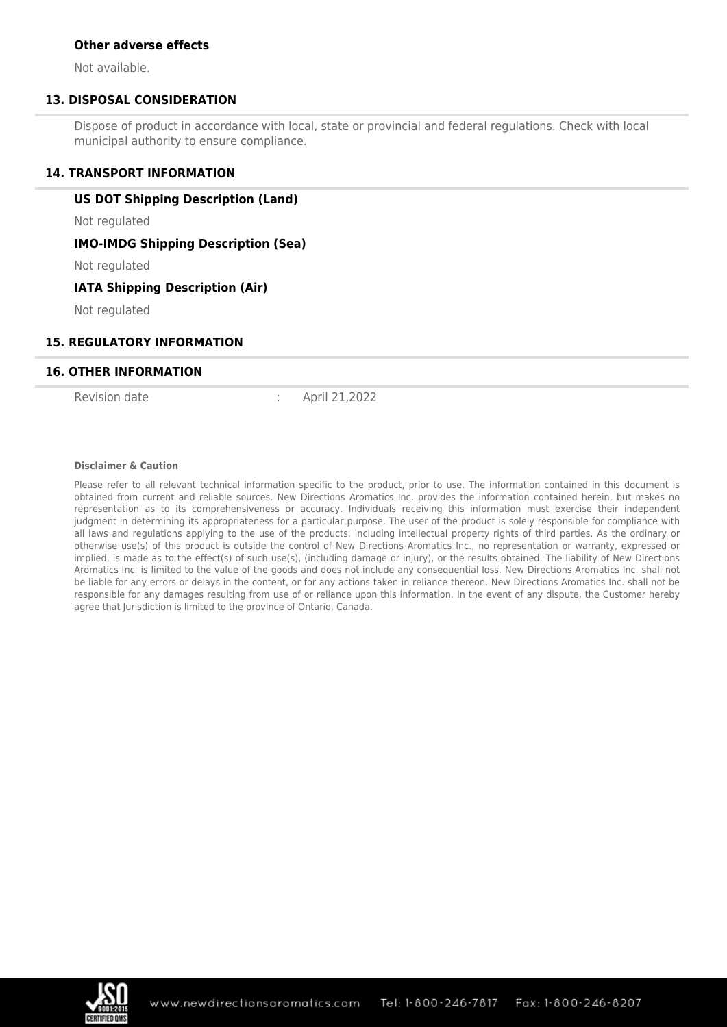### Other adverse effects

Not available.

## 13. DISPOSAL CONSIDERATION

Dispose of product in accordance with local, state or provincial and federal regulations. Check with local municipal authority to ensure compliance.

## 14. TRANSPORT INFORMATION

### US DOT Shipping Description (Land)

Not regulated

### IMO-IMDG Shipping Description (Sea)

Not regulated

### IATA Shipping Description (Air)

Not regulated

## 15. REGULATORY INFORMATION

## 16. OTHER INFORMATION

| | | |
|---|---|---|
| Revision date | : | April 21,2022 |

**Disclaimer & Caution**

Please refer to all relevant technical information specific to the product, prior to use. The information contained in this document is obtained from current and reliable sources. New Directions Aromatics Inc. provides the information contained herein, but makes no representation as to its comprehensiveness or accuracy. Individuals receiving this information must exercise their independent judgment in determining its appropriateness for a particular purpose. The user of the product is solely responsible for compliance with all laws and regulations applying to the use of the products, including intellectual property rights of third parties. As the ordinary or otherwise use(s) of this product is outside the control of New Directions Aromatics Inc., no representation or warranty, expressed or implied, is made as to the effect(s) of such use(s), (including damage or injury), or the results obtained. The liability of New Directions Aromatics Inc. is limited to the value of the goods and does not include any consequential loss. New Directions Aromatics Inc. shall not be liable for any errors or delays in the content, or for any actions taken in reliance thereon. New Directions Aromatics Inc. shall not be responsible for any damages resulting from use of or reliance upon this information. In the event of any dispute, the Customer hereby agree that Jurisdiction is limited to the province of Ontario, Canada.